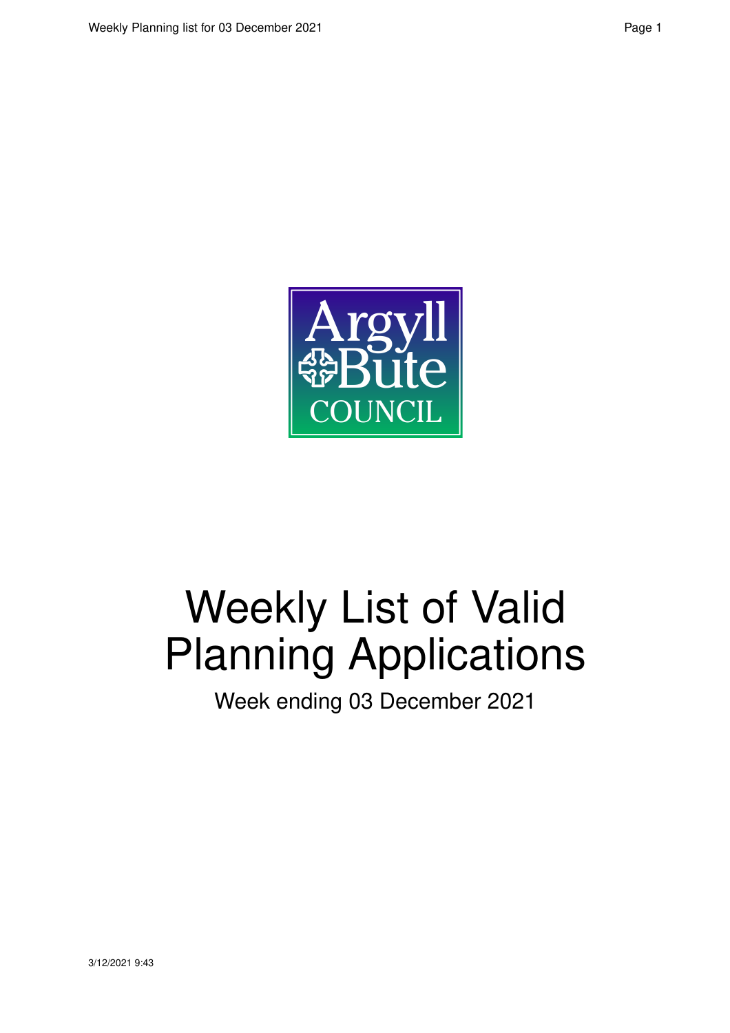Argyll Bute COUNCIL

# Weekly List of Valid Planning Applications

Week ending 03 December 2021

3/12/2021 9:43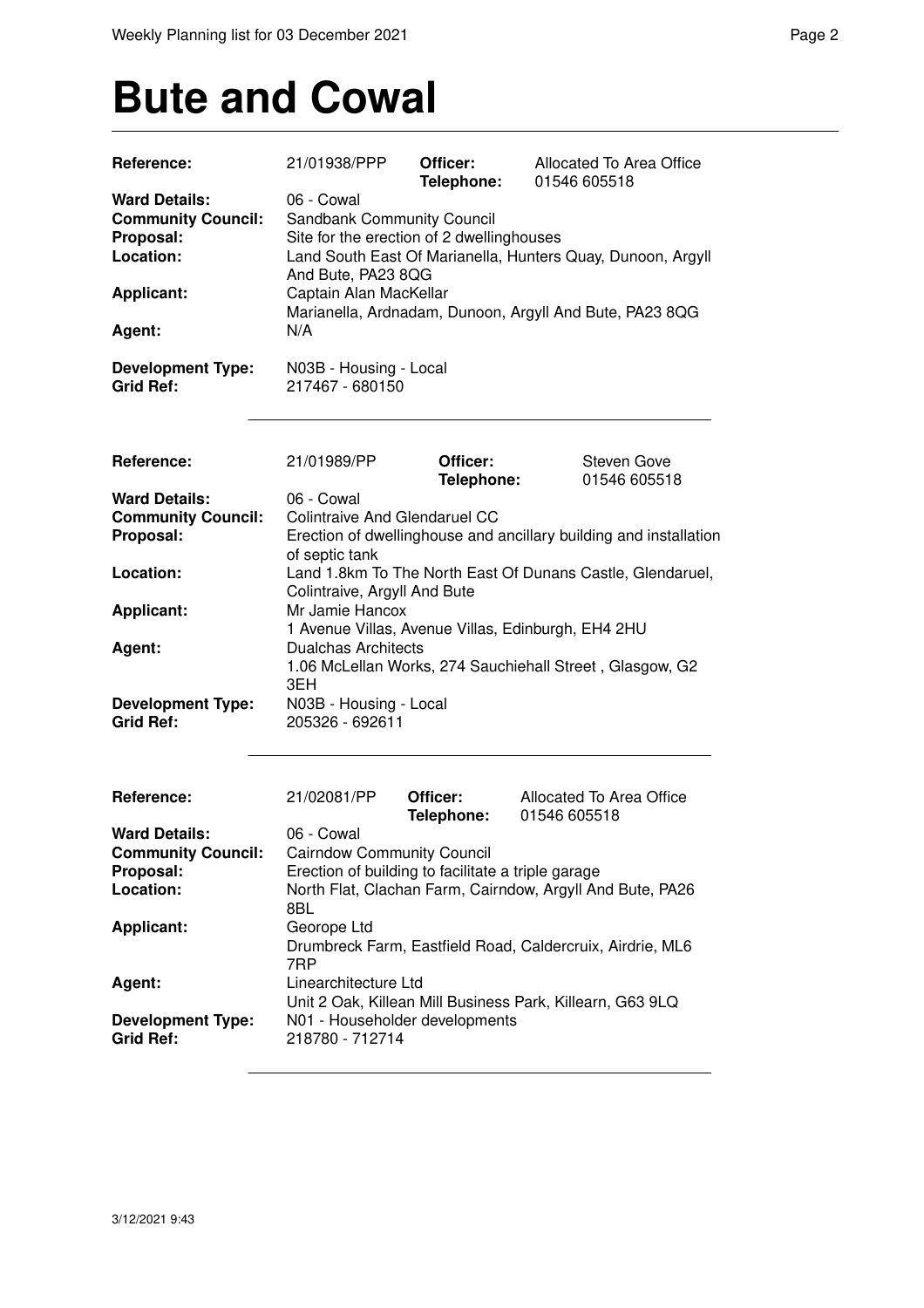# Bute and Cowal

| | | | |
|---|---|---|---|
| **Reference:** | 21/01938/PPP | **Officer:** **Telephone:** | Allocated To Area Office 01546 605518 |
| **Ward Details:** | 06 - Cowal | | |
| **Community Council:** | Sandbank Community Council | | |
| **Proposal:** | Site for the erection of 2 dwellinghouses | | |
| **Location:** | Land South East Of Marianella, Hunters Quay, Dunoon, Argyll And Bute, PA23 8QG | | |
| **Applicant:** | Captain Alan MacKellar Marianella, Ardnadam, Dunoon, Argyll And Bute, PA23 8QG | | |
| **Agent:** | N/A | | |
| **Development Type:** | N03B - Housing - Local | | |
| **Grid Ref:** | 217467 - 680150 | | |

| | | | |
|---|---|---|---|
| **Reference:** | 21/01989/PP | **Officer:** **Telephone:** | Steven Gove 01546 605518 |
| **Ward Details:** | 06 - Cowal | | |
| **Community Council:** | Colintraive And Glendaruel CC | | |
| **Proposal:** | Erection of dwellinghouse and ancillary building and installation of septic tank | | |
| **Location:** | Land 1.8km To The North East Of Dunans Castle, Glendaruel, Colintraive, Argyll And Bute | | |
| **Applicant:** | Mr Jamie Hancox 1 Avenue Villas, Avenue Villas, Edinburgh, EH4 2HU | | |
| **Agent:** | Dualchas Architects 1.06 McLellan Works, 274 Sauchiehall Street , Glasgow, G2 3EH | | |
| **Development Type:** | N03B - Housing - Local | | |
| **Grid Ref:** | 205326 - 692611 | | |

| | | | |
|---|---|---|---|
| **Reference:** | 21/02081/PP | **Officer:** **Telephone:** | Allocated To Area Office 01546 605518 |
| **Ward Details:** | 06 - Cowal | | |
| **Community Council:** | Cairndow Community Council | | |
| **Proposal:** | Erection of building to facilitate a triple garage | | |
| **Location:** | North Flat, Clachan Farm, Cairndow, Argyll And Bute, PA26 8BL | | |
| **Applicant:** | Georope Ltd Drumbreck Farm, Eastfield Road, Caldercruix, Airdrie, ML6 7RP | | |
| **Agent:** | Linearchitecture Ltd Unit 2 Oak, Killean Mill Business Park, Killearn, G63 9LQ | | |
| **Development Type:** | N01 - Householder developments | | |
| **Grid Ref:** | 218780 - 712714 | | |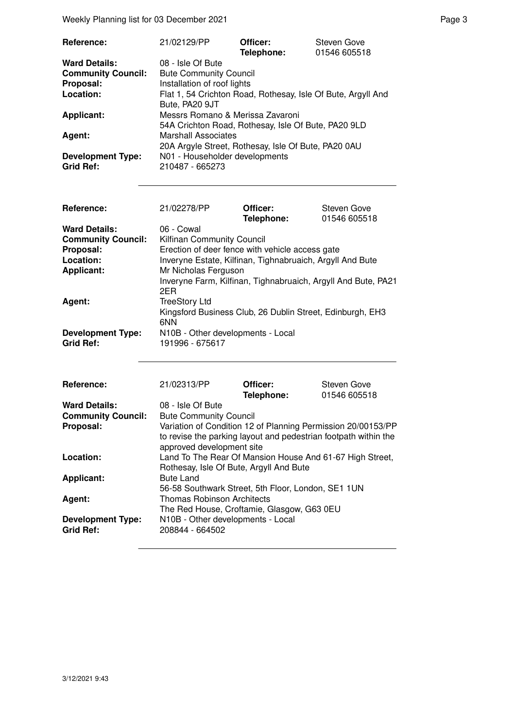| | | | |
|---|---|---|---|
| **Reference:** | 21/02129/PP | **Officer:** **Telephone:** | Steven Gove 01546 605518 |
| **Ward Details:** | 08 - Isle Of Bute | | |
| **Community Council:** | Bute Community Council | | |
| **Proposal:** | Installation of roof lights | | |
| **Location:** | Flat 1, 54 Crichton Road, Rothesay, Isle Of Bute, Argyll And Bute, PA20 9JT | | |
| **Applicant:** | Messrs Romano & Merissa Zavaroni 54A Crichton Road, Rothesay, Isle Of Bute, PA20 9LD | | |
| **Agent:** | Marshall Associates 20A Argyle Street, Rothesay, Isle Of Bute, PA20 0AU | | |
| **Development Type:** | N01 - Householder developments | | |
| **Grid Ref:** | 210487 - 665273 | | |

| | | | |
|---|---|---|---|
| **Reference:** | 21/02278/PP | **Officer:** **Telephone:** | Steven Gove 01546 605518 |
| **Ward Details:** | 06 - Cowal | | |
| **Community Council:** | Kilfinan Community Council | | |
| **Proposal:** | Erection of deer fence with vehicle access gate | | |
| **Location:** | Inveryne Estate, Kilfinan, Tighnabruaich, Argyll And Bute | | |
| **Applicant:** | Mr Nicholas Ferguson Inveryne Farm, Kilfinan, Tighnabruaich, Argyll And Bute, PA21 2ER | | |
| **Agent:** | TreeStory Ltd Kingsford Business Club, 26 Dublin Street, Edinburgh, EH3 6NN | | |
| **Development Type:** | N10B - Other developments - Local | | |
| **Grid Ref:** | 191996 - 675617 | | |

| | | | |
|---|---|---|---|
| **Reference:** | 21/02313/PP | **Officer:** **Telephone:** | Steven Gove 01546 605518 |
| **Ward Details:** | 08 - Isle Of Bute | | |
| **Community Council:** | Bute Community Council | | |
| **Proposal:** | Variation of Condition 12 of Planning Permission 20/00153/PP to revise the parking layout and pedestrian footpath within the approved development site | | |
| **Location:** | Land To The Rear Of Mansion House And 61-67 High Street, Rothesay, Isle Of Bute, Argyll And Bute | | |
| **Applicant:** | Bute Land 56-58 Southwark Street, 5th Floor, London, SE1 1UN | | |
| **Agent:** | Thomas Robinson Architects The Red House, Croftamie, Glasgow, G63 0EU | | |
| **Development Type:** | N10B - Other developments - Local | | |
| **Grid Ref:** | 208844 - 664502 | | |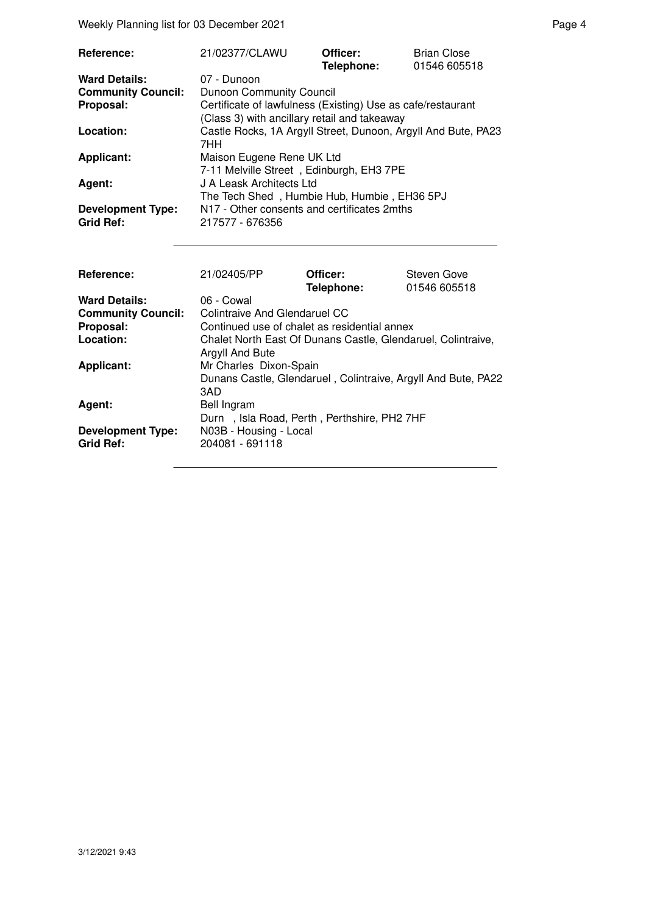| | | | |
|---|---|---|---|
| **Reference:** | 21/02377/CLAWU | **Officer:** **Telephone:** | Brian Close 01546 605518 |
| **Ward Details:** | 07 - Dunoon | | |
| **Community Council:** | Dunoon Community Council | | |
| **Proposal:** | Certificate of lawfulness (Existing) Use as cafe/restaurant (Class 3) with ancillary retail and takeaway | | |
| **Location:** | Castle Rocks, 1A Argyll Street, Dunoon, Argyll And Bute, PA23 7HH | | |
| **Applicant:** | Maison Eugene Rene UK Ltd 7-11 Melville Street , Edinburgh, EH3 7PE | | |
| **Agent:** | J A Leask Architects Ltd The Tech Shed , Humbie Hub, Humbie , EH36 5PJ | | |
| **Development Type:** | N17 - Other consents and certificates 2mths | | |
| **Grid Ref:** | 217577 - 676356 | | |

| | | | |
|---|---|---|---|
| **Reference:** | 21/02405/PP | **Officer:** **Telephone:** | Steven Gove 01546 605518 |
| **Ward Details:** | 06 - Cowal | | |
| **Community Council:** | Colintraive And Glendaruel CC | | |
| **Proposal:** | Continued use of chalet as residential annex | | |
| **Location:** | Chalet North East Of Dunans Castle, Glendaruel, Colintraive, Argyll And Bute | | |
| **Applicant:** | Mr Charles Dixon-Spain Dunans Castle, Glendaruel , Colintraive, Argyll And Bute, PA22 3AD | | |
| **Agent:** | Bell Ingram Durn , Isla Road, Perth , Perthshire, PH2 7HF | | |
| **Development Type:** | N03B - Housing - Local | | |
| **Grid Ref:** | 204081 - 691118 | | |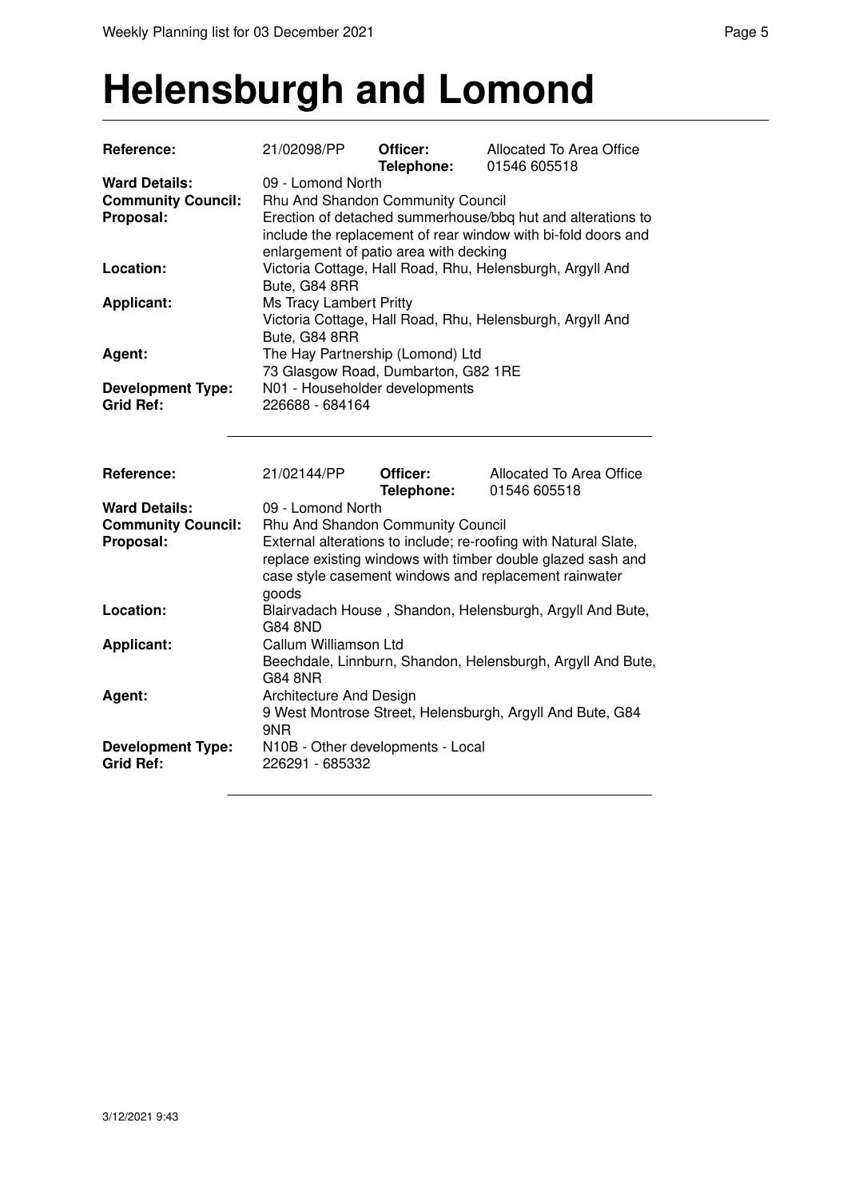# Helensburgh and Lomond

| | | | |
|---|---|---|---|
| **Reference:** | 21/02098/PP | **Officer:** **Telephone:** | Allocated To Area Office 01546 605518 |
| **Ward Details:** | 09 - Lomond North | | |
| **Community Council:** | Rhu And Shandon Community Council | | |
| **Proposal:** | Erection of detached summerhouse/bbq hut and alterations to include the replacement of rear window with bi-fold doors and enlargement of patio area with decking | | |
| **Location:** | Victoria Cottage, Hall Road, Rhu, Helensburgh, Argyll And Bute, G84 8RR | | |
| **Applicant:** | Ms Tracy Lambert Pritty<br>Victoria Cottage, Hall Road, Rhu, Helensburgh, Argyll And Bute, G84 8RR | | |
| **Agent:** | The Hay Partnership (Lomond) Ltd<br>73 Glasgow Road, Dumbarton, G82 1RE | | |
| **Development Type:** | N01 - Householder developments | | |
| **Grid Ref:** | 226688 - 684164 | | |

| | | | |
|---|---|---|---|
| **Reference:** | 21/02144/PP | **Officer:** **Telephone:** | Allocated To Area Office 01546 605518 |
| **Ward Details:** | 09 - Lomond North | | |
| **Community Council:** | Rhu And Shandon Community Council | | |
| **Proposal:** | External alterations to include; re-roofing with Natural Slate, replace existing windows with timber double glazed sash and case style casement windows and replacement rainwater goods | | |
| **Location:** | Blairvadach House , Shandon, Helensburgh, Argyll And Bute, G84 8ND | | |
| **Applicant:** | Callum Williamson Ltd<br>Beechdale, Linnburn, Shandon, Helensburgh, Argyll And Bute, G84 8NR | | |
| **Agent:** | Architecture And Design<br>9 West Montrose Street, Helensburgh, Argyll And Bute, G84 9NR | | |
| **Development Type:** | N10B - Other developments - Local | | |
| **Grid Ref:** | 226291 - 685332 | | |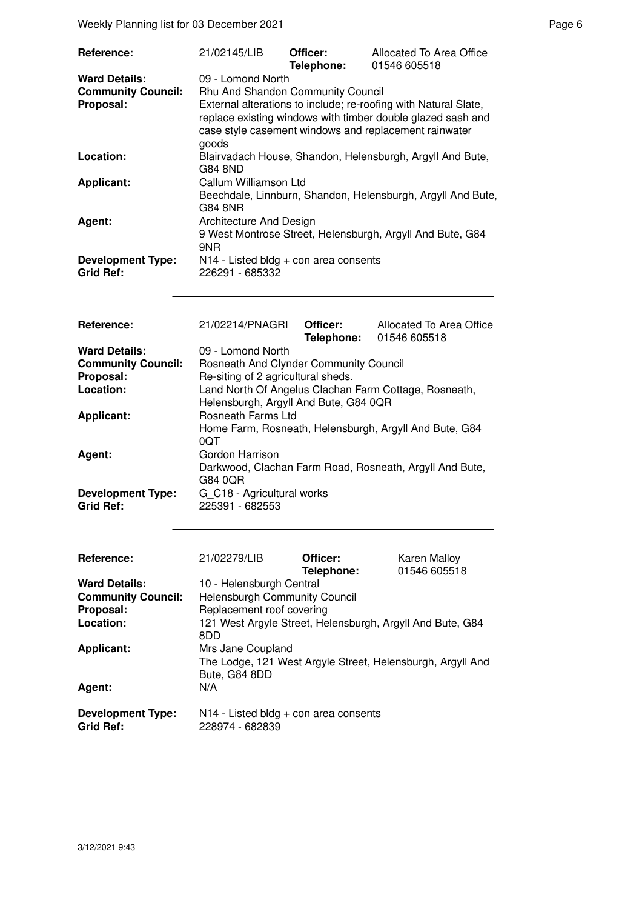| | | | |
|---|---|---|---|
| **Reference:** | 21/02145/LIB | **Officer:** **Telephone:** | Allocated To Area Office 01546 605518 |
| **Ward Details:** | 09 - Lomond North | | |
| **Community Council:** | Rhu And Shandon Community Council | | |
| **Proposal:** | External alterations to include; re-roofing with Natural Slate, replace existing windows with timber double glazed sash and case style casement windows and replacement rainwater goods | | |
| **Location:** | Blairvadach House, Shandon, Helensburgh, Argyll And Bute, G84 8ND | | |
| **Applicant:** | Callum Williamson Ltd Beechdale, Linnburn, Shandon, Helensburgh, Argyll And Bute, G84 8NR | | |
| **Agent:** | Architecture And Design 9 West Montrose Street, Helensburgh, Argyll And Bute, G84 9NR | | |
| **Development Type:** | N14 - Listed bldg + con area consents | | |
| **Grid Ref:** | 226291 - 685332 | | |

| | | | |
|---|---|---|---|
| **Reference:** | 21/02214/PNAGRI | **Officer:** **Telephone:** | Allocated To Area Office 01546 605518 |
| **Ward Details:** | 09 - Lomond North | | |
| **Community Council:** | Rosneath And Clynder Community Council | | |
| **Proposal:** | Re-siting of 2 agricultural sheds. | | |
| **Location:** | Land North Of Angelus Clachan Farm Cottage, Rosneath, Helensburgh, Argyll And Bute, G84 0QR | | |
| **Applicant:** | Rosneath Farms Ltd Home Farm, Rosneath, Helensburgh, Argyll And Bute, G84 0QT | | |
| **Agent:** | Gordon Harrison Darkwood, Clachan Farm Road, Rosneath, Argyll And Bute, G84 0QR | | |
| **Development Type:** | G_C18 - Agricultural works | | |
| **Grid Ref:** | 225391 - 682553 | | |

| | | | |
|---|---|---|---|
| **Reference:** | 21/02279/LIB | **Officer:** **Telephone:** | Karen Malloy 01546 605518 |
| **Ward Details:** | 10 - Helensburgh Central | | |
| **Community Council:** | Helensburgh Community Council | | |
| **Proposal:** | Replacement roof covering | | |
| **Location:** | 121 West Argyle Street, Helensburgh, Argyll And Bute, G84 8DD | | |
| **Applicant:** | Mrs Jane Coupland The Lodge, 121 West Argyle Street, Helensburgh, Argyll And Bute, G84 8DD | | |
| **Agent:** | N/A | | |
| **Development Type:** | N14 - Listed bldg + con area consents | | |
| **Grid Ref:** | 228974 - 682839 | | |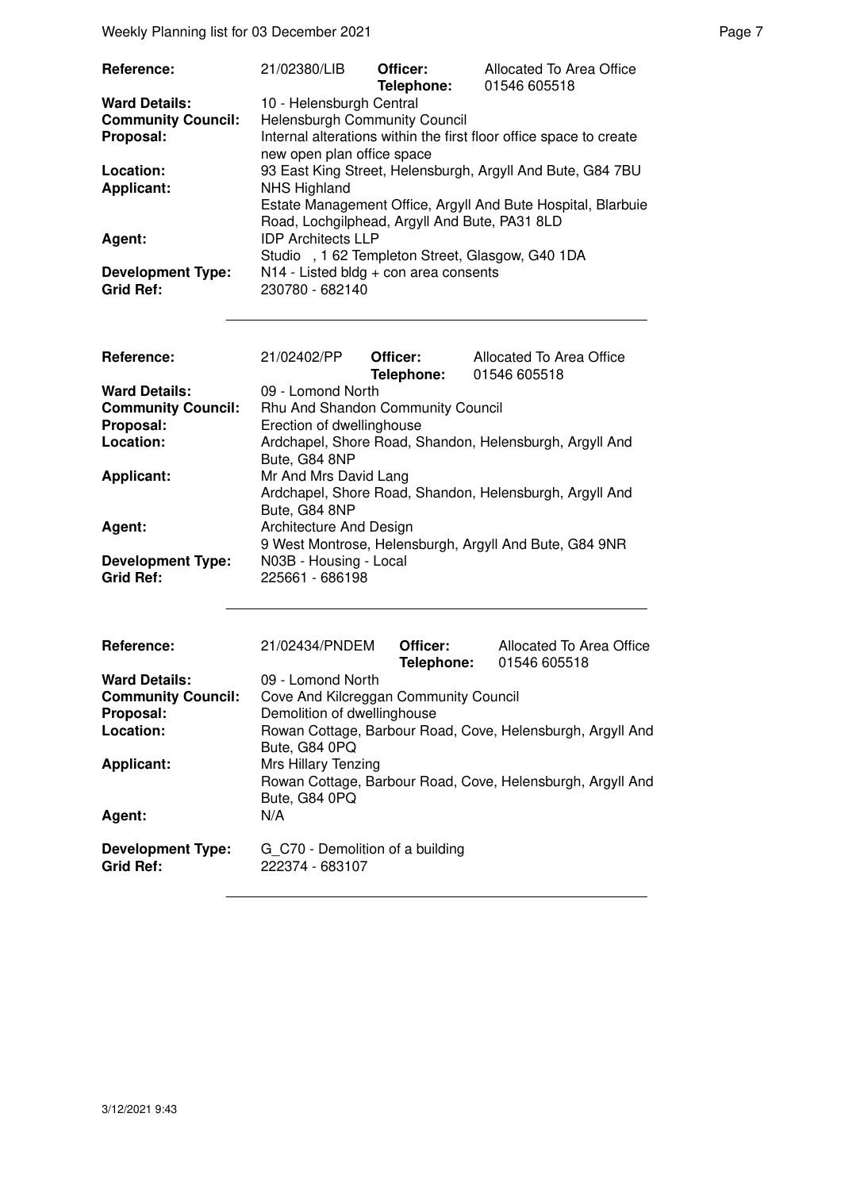| | | | |
|---|---|---|---|
| **Reference:** | 21/02380/LIB | **Officer:** **Telephone:** | Allocated To Area Office 01546 605518 |
| **Ward Details:** | 10 - Helensburgh Central | | |
| **Community Council:** | Helensburgh Community Council | | |
| **Proposal:** | Internal alterations within the first floor office space to create new open plan office space | | |
| **Location:** | 93 East King Street, Helensburgh, Argyll And Bute, G84 7BU | | |
| **Applicant:** | NHS Highland Estate Management Office, Argyll And Bute Hospital, Blarbuie Road, Lochgilphead, Argyll And Bute, PA31 8LD | | |
| **Agent:** | IDP Architects LLP Studio , 1 62 Templeton Street, Glasgow, G40 1DA | | |
| **Development Type:** | N14 - Listed bldg + con area consents | | |
| **Grid Ref:** | 230780 - 682140 | | |

| | | | |
|---|---|---|---|
| **Reference:** | 21/02402/PP | **Officer:** **Telephone:** | Allocated To Area Office 01546 605518 |
| **Ward Details:** | 09 - Lomond North | | |
| **Community Council:** | Rhu And Shandon Community Council | | |
| **Proposal:** | Erection of dwellinghouse | | |
| **Location:** | Ardchapel, Shore Road, Shandon, Helensburgh, Argyll And Bute, G84 8NP | | |
| **Applicant:** | Mr And Mrs David Lang Ardchapel, Shore Road, Shandon, Helensburgh, Argyll And Bute, G84 8NP | | |
| **Agent:** | Architecture And Design 9 West Montrose, Helensburgh, Argyll And Bute, G84 9NR | | |
| **Development Type:** | N03B - Housing - Local | | |
| **Grid Ref:** | 225661 - 686198 | | |

| | | | |
|---|---|---|---|
| **Reference:** | 21/02434/PNDEM | **Officer:** **Telephone:** | Allocated To Area Office 01546 605518 |
| **Ward Details:** | 09 - Lomond North | | |
| **Community Council:** | Cove And Kilcreggan Community Council | | |
| **Proposal:** | Demolition of dwellinghouse | | |
| **Location:** | Rowan Cottage, Barbour Road, Cove, Helensburgh, Argyll And Bute, G84 0PQ | | |
| **Applicant:** | Mrs Hillary Tenzing Rowan Cottage, Barbour Road, Cove, Helensburgh, Argyll And Bute, G84 0PQ | | |
| **Agent:** | N/A | | |
| **Development Type:** | G_C70 - Demolition of a building | | |
| **Grid Ref:** | 222374 - 683107 | | |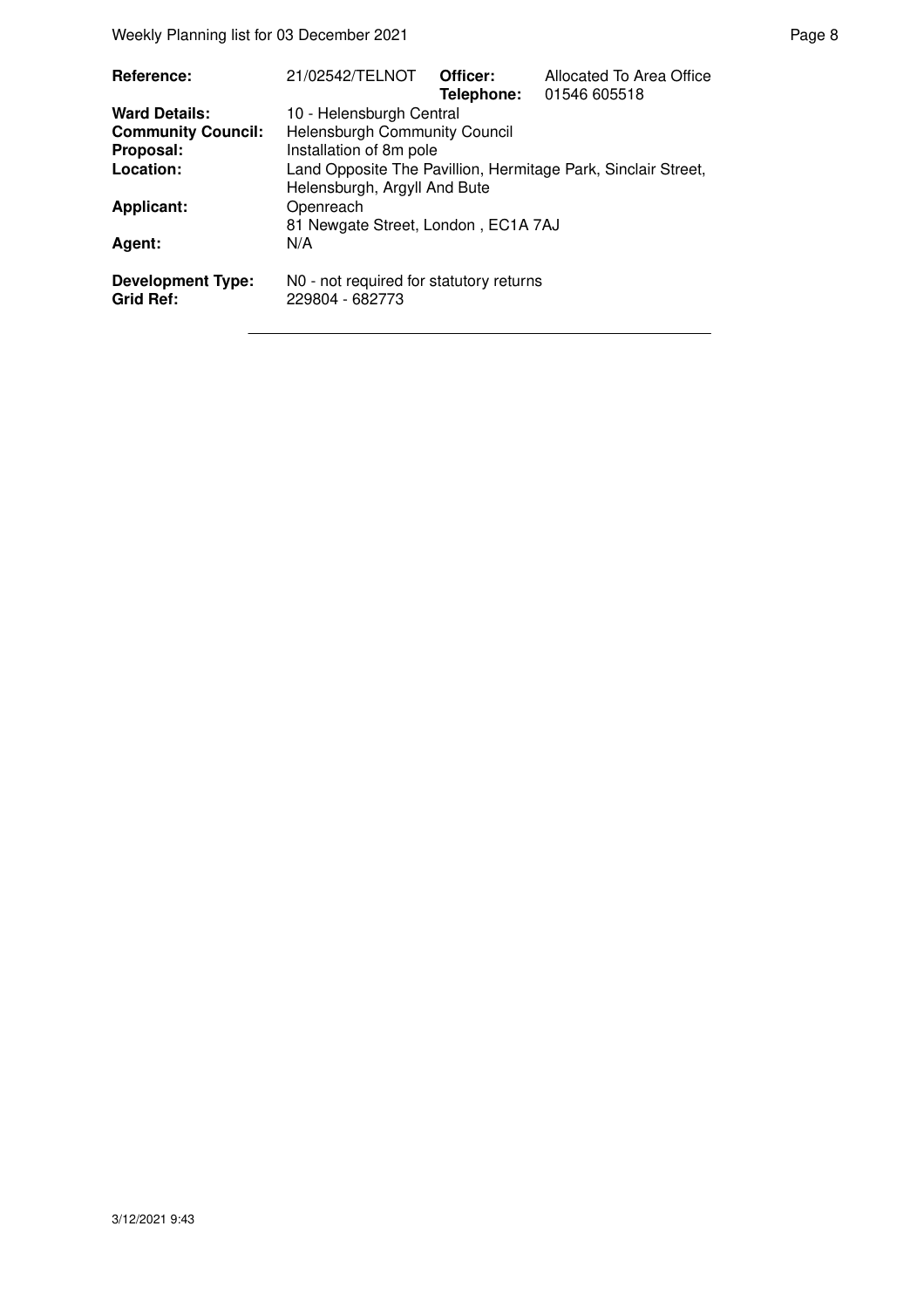| | | | |
|---|---|---|---|
| **Reference:** | 21/02542/TELNOT | **Officer:** | Allocated To Area Office |
| | | **Telephone:** | 01546 605518 |
| **Ward Details:** | 10 - Helensburgh Central | | |
| **Community Council:** | Helensburgh Community Council | | |
| **Proposal:** | Installation of 8m pole | | |
| **Location:** | Land Opposite The Pavillion, Hermitage Park, Sinclair Street, Helensburgh, Argyll And Bute | | |
| **Applicant:** | Openreach<br>81 Newgate Street, London , EC1A 7AJ | | |
| **Agent:** | N/A | | |
| **Development Type:** | N0 - not required for statutory returns | | |
| **Grid Ref:** | 229804 - 682773 | | |

3/12/2021 9:43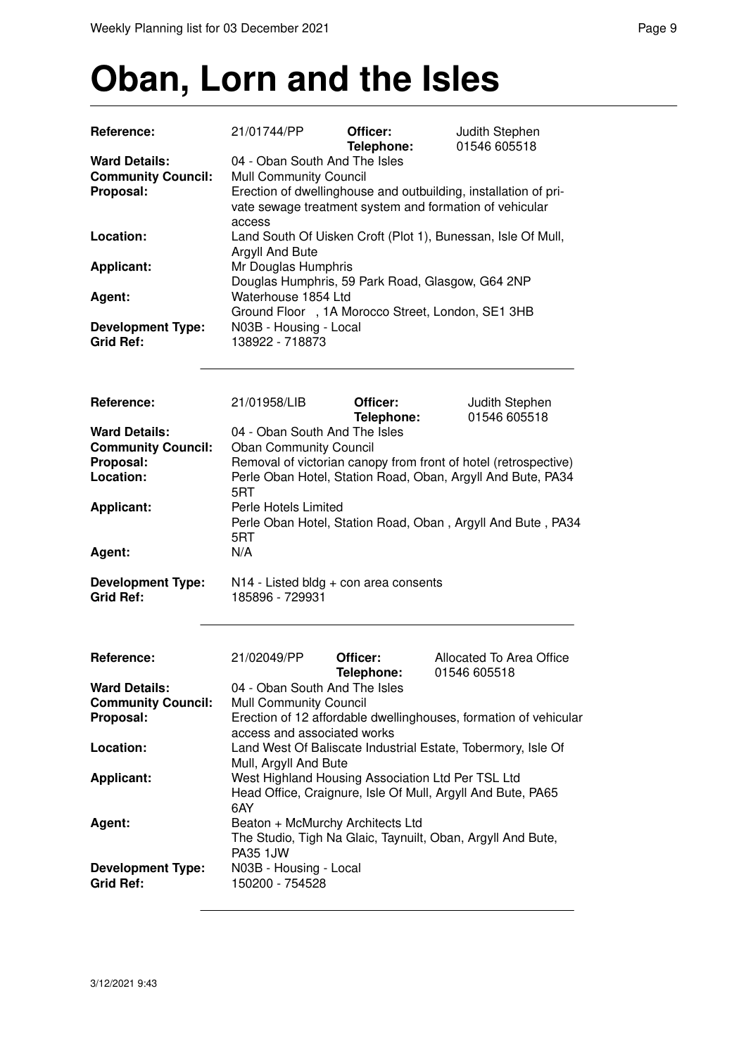# Oban, Lorn and the Isles

| | | | |
|---|---|---|---|
| **Reference:** | 21/01744/PP | **Officer:** **Telephone:** | Judith Stephen 01546 605518 |
| **Ward Details:** | 04 - Oban South And The Isles | | |
| **Community Council:** | Mull Community Council | | |
| **Proposal:** | Erection of dwellinghouse and outbuilding, installation of private sewage treatment system and formation of vehicular access | | |
| **Location:** | Land South Of Uisken Croft (Plot 1), Bunessan, Isle Of Mull, Argyll And Bute | | |
| **Applicant:** | Mr Douglas Humphris<br>Douglas Humphris, 59 Park Road, Glasgow, G64 2NP | | |
| **Agent:** | Waterhouse 1854 Ltd<br>Ground Floor , 1A Morocco Street, London, SE1 3HB | | |
| **Development Type:** | N03B - Housing - Local | | |
| **Grid Ref:** | 138922 - 718873 | | |

| | | | |
|---|---|---|---|
| **Reference:** | 21/01958/LIB | **Officer:** **Telephone:** | Judith Stephen 01546 605518 |
| **Ward Details:** | 04 - Oban South And The Isles | | |
| **Community Council:** | Oban Community Council | | |
| **Proposal:** | Removal of victorian canopy from front of hotel (retrospective) | | |
| **Location:** | Perle Oban Hotel, Station Road, Oban, Argyll And Bute, PA34 5RT | | |
| **Applicant:** | Perle Hotels Limited<br>Perle Oban Hotel, Station Road, Oban , Argyll And Bute , PA34 5RT | | |
| **Agent:** | N/A | | |
| **Development Type:** | N14 - Listed bldg + con area consents | | |
| **Grid Ref:** | 185896 - 729931 | | |

| | | | |
|---|---|---|---|
| **Reference:** | 21/02049/PP | **Officer:** **Telephone:** | Allocated To Area Office 01546 605518 |
| **Ward Details:** | 04 - Oban South And The Isles | | |
| **Community Council:** | Mull Community Council | | |
| **Proposal:** | Erection of 12 affordable dwellinghouses, formation of vehicular access and associated works | | |
| **Location:** | Land West Of Baliscate Industrial Estate, Tobermory, Isle Of Mull, Argyll And Bute | | |
| **Applicant:** | West Highland Housing Association Ltd Per TSL Ltd<br>Head Office, Craignure, Isle Of Mull, Argyll And Bute, PA65 6AY | | |
| **Agent:** | Beaton + McMurchy Architects Ltd<br>The Studio, Tigh Na Glaic, Taynuilt, Oban, Argyll And Bute, PA35 1JW | | |
| **Development Type:** | N03B - Housing - Local | | |
| **Grid Ref:** | 150200 - 754528 | | |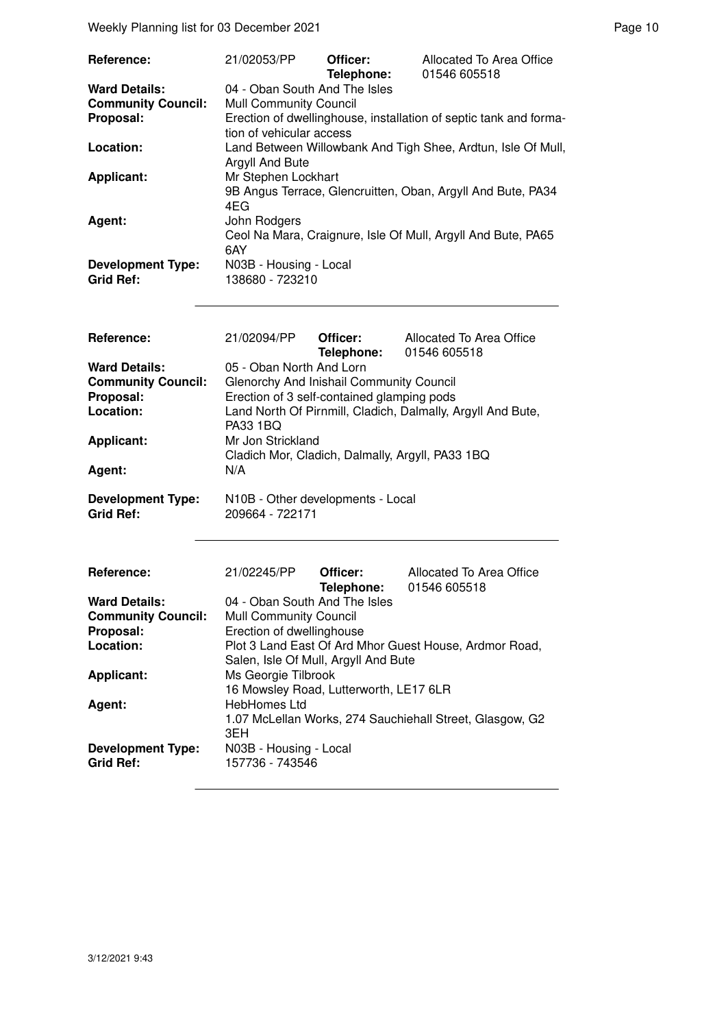| Reference: | 21/02053/PP | Officer: Telephone: | Allocated To Area Office 01546 605518 |
|---|---|---|---|
| Ward Details: | 04 - Oban South And The Isles | | |
| Community Council: | Mull Community Council | | |
| Proposal: | Erection of dwellinghouse, installation of septic tank and formation of vehicular access | | |
| Location: | Land Between Willowbank And Tigh Shee, Ardtun, Isle Of Mull, Argyll And Bute | | |
| Applicant: | Mr Stephen Lockhart 9B Angus Terrace, Glencruitten, Oban, Argyll And Bute, PA34 4EG | | |
| Agent: | John Rodgers Ceol Na Mara, Craignure, Isle Of Mull, Argyll And Bute, PA65 6AY | | |
| Development Type: | N03B - Housing - Local | | |
| Grid Ref: | 138680 - 723210 | | |

| Reference: | 21/02094/PP | Officer: Telephone: | Allocated To Area Office 01546 605518 |
|---|---|---|---|
| Ward Details: | 05 - Oban North And Lorn | | |
| Community Council: | Glenorchy And Inishail Community Council | | |
| Proposal: | Erection of 3 self-contained glamping pods | | |
| Location: | Land North Of Pirnmill, Cladich, Dalmally, Argyll And Bute, PA33 1BQ | | |
| Applicant: | Mr Jon Strickland Cladich Mor, Cladich, Dalmally, Argyll, PA33 1BQ | | |
| Agent: | N/A | | |
| Development Type: | N10B - Other developments - Local | | |
| Grid Ref: | 209664 - 722171 | | |

| Reference: | 21/02245/PP | Officer: Telephone: | Allocated To Area Office 01546 605518 |
|---|---|---|---|
| Ward Details: | 04 - Oban South And The Isles | | |
| Community Council: | Mull Community Council | | |
| Proposal: | Erection of dwellinghouse | | |
| Location: | Plot 3 Land East Of Ard Mhor Guest House, Ardmor Road, Salen, Isle Of Mull, Argyll And Bute | | |
| Applicant: | Ms Georgie Tilbrook 16 Mowsley Road, Lutterworth, LE17 6LR | | |
| Agent: | HebHomes Ltd 1.07 McLellan Works, 274 Sauchiehall Street, Glasgow, G2 3EH | | |
| Development Type: | N03B - Housing - Local | | |
| Grid Ref: | 157736 - 743546 | | |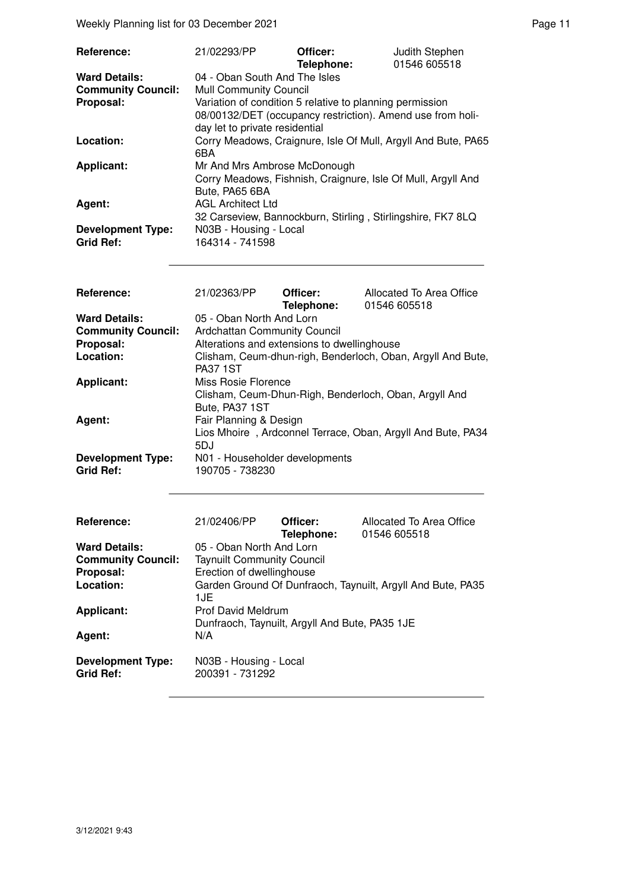| | | | |
|---|---|---|---|
| **Reference:** | 21/02293/PP | **Officer:** **Telephone:** | Judith Stephen 01546 605518 |
| **Ward Details:** | 04 - Oban South And The Isles | | |
| **Community Council:** | Mull Community Council | | |
| **Proposal:** | Variation of condition 5 relative to planning permission 08/00132/DET (occupancy restriction). Amend use from holiday let to private residential | | |
| **Location:** | Corry Meadows, Craignure, Isle Of Mull, Argyll And Bute, PA65 6BA | | |
| **Applicant:** | Mr And Mrs Ambrose McDonough<br>Corry Meadows, Fishnish, Craignure, Isle Of Mull, Argyll And Bute, PA65 6BA | | |
| **Agent:** | AGL Architect Ltd<br>32 Carseview, Bannockburn, Stirling , Stirlingshire, FK7 8LQ | | |
| **Development Type:** | N03B - Housing - Local | | |
| **Grid Ref:** | 164314 - 741598 | | |

| | | | |
|---|---|---|---|
| **Reference:** | 21/02363/PP | **Officer:** **Telephone:** | Allocated To Area Office 01546 605518 |
| **Ward Details:** | 05 - Oban North And Lorn | | |
| **Community Council:** | Ardchattan Community Council | | |
| **Proposal:** | Alterations and extensions to dwellinghouse | | |
| **Location:** | Clisham, Ceum-dhun-righ, Benderloch, Oban, Argyll And Bute, PA37 1ST | | |
| **Applicant:** | Miss Rosie Florence<br>Clisham, Ceum-Dhun-Righ, Benderloch, Oban, Argyll And Bute, PA37 1ST | | |
| **Agent:** | Fair Planning & Design<br>Lios Mhoire , Ardconnel Terrace, Oban, Argyll And Bute, PA34 5DJ | | |
| **Development Type:** | N01 - Householder developments | | |
| **Grid Ref:** | 190705 - 738230 | | |

| | | | |
|---|---|---|---|
| **Reference:** | 21/02406/PP | **Officer:** **Telephone:** | Allocated To Area Office 01546 605518 |
| **Ward Details:** | 05 - Oban North And Lorn | | |
| **Community Council:** | Taynuilt Community Council | | |
| **Proposal:** | Erection of dwellinghouse | | |
| **Location:** | Garden Ground Of Dunfraoch, Taynuilt, Argyll And Bute, PA35 1JE | | |
| **Applicant:** | Prof David Meldrum<br>Dunfraoch, Taynuilt, Argyll And Bute, PA35 1JE | | |
| **Agent:** | N/A | | |
| **Development Type:** | N03B - Housing - Local | | |
| **Grid Ref:** | 200391 - 731292 | | |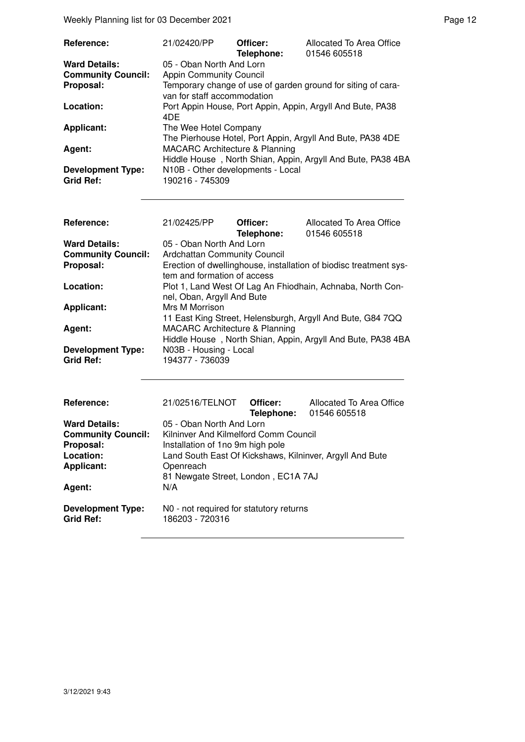| Reference: | 21/02420/PP | Officer: Telephone: | Allocated To Area Office 01546 605518 |
|---|---|---|---|
| **Ward Details:** | 05 - Oban North And Lorn | | |
| **Community Council:** | Appin Community Council | | |
| **Proposal:** | Temporary change of use of garden ground for siting of caravan for staff accommodation | | |
| **Location:** | Port Appin House, Port Appin, Appin, Argyll And Bute, PA38 4DE | | |
| **Applicant:** | The Wee Hotel Company The Pierhouse Hotel, Port Appin, Argyll And Bute, PA38 4DE | | |
| **Agent:** | MACARC Architecture & Planning Hiddle House , North Shian, Appin, Argyll And Bute, PA38 4BA | | |
| **Development Type:** | N10B - Other developments - Local | | |
| **Grid Ref:** | 190216 - 745309 | | |

| Reference: | 21/02425/PP | Officer: Telephone: | Allocated To Area Office 01546 605518 |
|---|---|---|---|
| **Ward Details:** | 05 - Oban North And Lorn | | |
| **Community Council:** | Ardchattan Community Council | | |
| **Proposal:** | Erection of dwellinghouse, installation of biodisc treatment system and formation of access | | |
| **Location:** | Plot 1, Land West Of Lag An Fhiodhain, Achnaba, North Connel, Oban, Argyll And Bute | | |
| **Applicant:** | Mrs M Morrison 11 East King Street, Helensburgh, Argyll And Bute, G84 7QQ | | |
| **Agent:** | MACARC Architecture & Planning Hiddle House , North Shian, Appin, Argyll And Bute, PA38 4BA | | |
| **Development Type:** | N03B - Housing - Local | | |
| **Grid Ref:** | 194377 - 736039 | | |

| Reference: | 21/02516/TELNOT | Officer: Telephone: | Allocated To Area Office 01546 605518 |
|---|---|---|---|
| **Ward Details:** | 05 - Oban North And Lorn | | |
| **Community Council:** | Kilninver And Kilmelford Comm Council | | |
| **Proposal:** | Installation of 1no 9m high pole | | |
| **Location:** | Land South East Of Kickshaws, Kilninver, Argyll And Bute | | |
| **Applicant:** | Openreach 81 Newgate Street, London , EC1A 7AJ | | |
| **Agent:** | N/A | | |
| **Development Type:** | N0 - not required for statutory returns | | |
| **Grid Ref:** | 186203 - 720316 | | |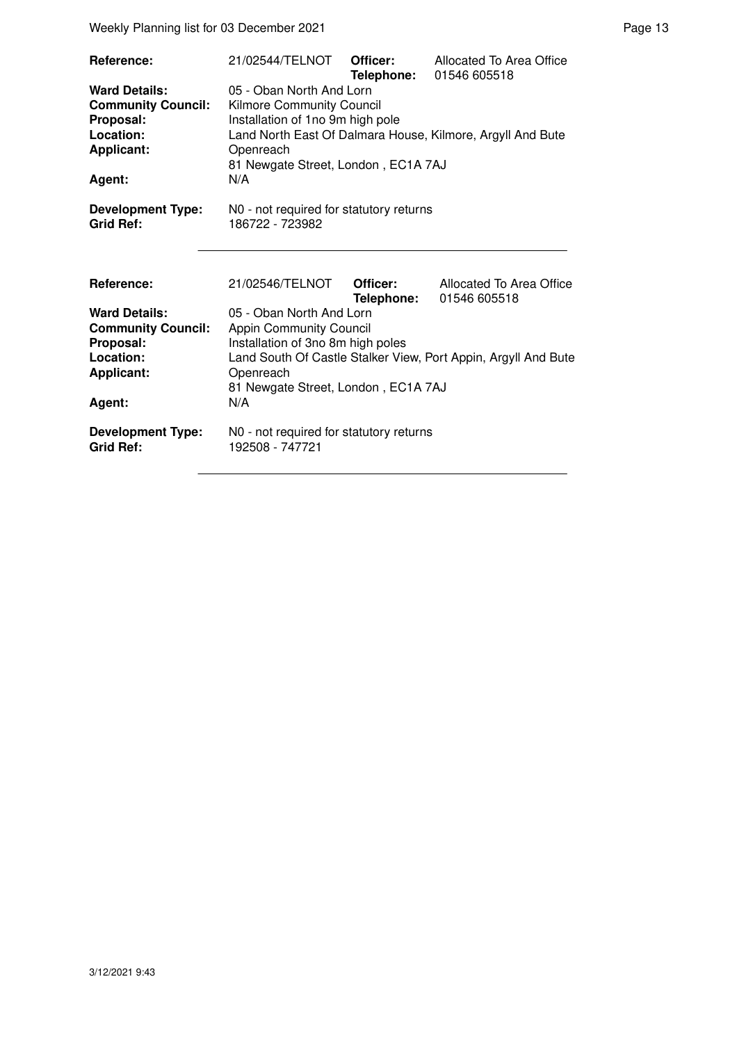| | | | |
|---|---|---|---|
| **Reference:** | 21/02544/TELNOT | **Officer:** | Allocated To Area Office |
| | | **Telephone:** | 01546 605518 |
| **Ward Details:** | 05 - Oban North And Lorn | | |
| **Community Council:** | Kilmore Community Council | | |
| **Proposal:** | Installation of 1no 9m high pole | | |
| **Location:** | Land North East Of Dalmara House, Kilmore, Argyll And Bute | | |
| **Applicant:** | Openreach<br>81 Newgate Street, London , EC1A 7AJ | | |
| **Agent:** | N/A | | |
| **Development Type:** | N0 - not required for statutory returns | | |
| **Grid Ref:** | 186722 - 723982 | | |

| | | | |
|---|---|---|---|
| **Reference:** | 21/02546/TELNOT | **Officer:** | Allocated To Area Office |
| | | **Telephone:** | 01546 605518 |
| **Ward Details:** | 05 - Oban North And Lorn | | |
| **Community Council:** | Appin Community Council | | |
| **Proposal:** | Installation of 3no 8m high poles | | |
| **Location:** | Land South Of Castle Stalker View, Port Appin, Argyll And Bute | | |
| **Applicant:** | Openreach<br>81 Newgate Street, London , EC1A 7AJ | | |
| **Agent:** | N/A | | |
| **Development Type:** | N0 - not required for statutory returns | | |
| **Grid Ref:** | 192508 - 747721 | | |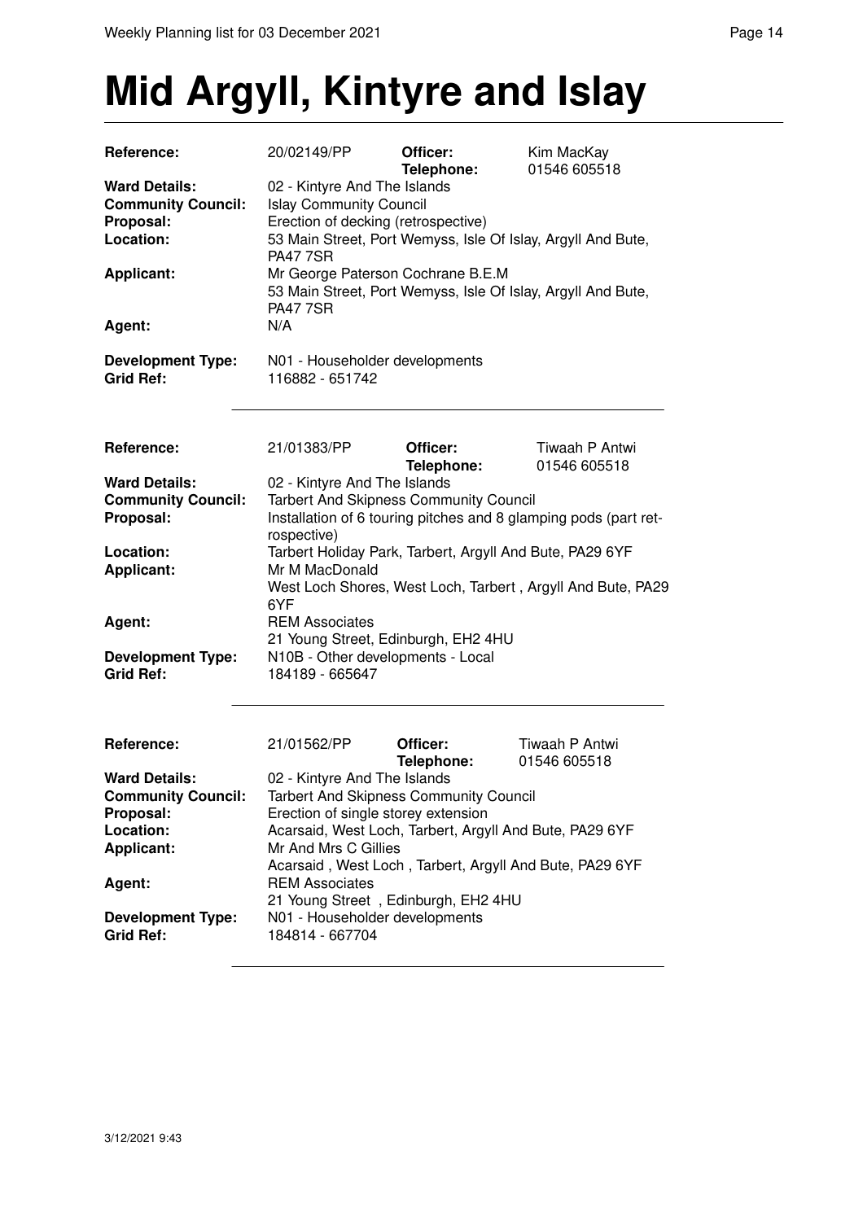# Mid Argyll, Kintyre and Islay

| | | | |
|---|---|---|---|
| **Reference:** | 20/02149/PP | **Officer:** **Telephone:** | Kim MacKay 01546 605518 |
| **Ward Details:** | 02 - Kintyre And The Islands | | |
| **Community Council:** | Islay Community Council | | |
| **Proposal:** | Erection of decking (retrospective) | | |
| **Location:** | 53 Main Street, Port Wemyss, Isle Of Islay, Argyll And Bute, PA47 7SR | | |
| **Applicant:** | Mr George Paterson Cochrane B.E.M 53 Main Street, Port Wemyss, Isle Of Islay, Argyll And Bute, PA47 7SR | | |
| **Agent:** | N/A | | |
| **Development Type:** | N01 - Householder developments | | |
| **Grid Ref:** | 116882 - 651742 | | |

---

| | | | |
|---|---|---|---|
| **Reference:** | 21/01383/PP | **Officer:** **Telephone:** | Tiwaah P Antwi 01546 605518 |
| **Ward Details:** | 02 - Kintyre And The Islands | | |
| **Community Council:** | Tarbert And Skipness Community Council | | |
| **Proposal:** | Installation of 6 touring pitches and 8 glamping pods (part retrospective) | | |
| **Location:** | Tarbert Holiday Park, Tarbert, Argyll And Bute, PA29 6YF | | |
| **Applicant:** | Mr M MacDonald West Loch Shores, West Loch, Tarbert , Argyll And Bute, PA29 6YF | | |
| **Agent:** | REM Associates 21 Young Street, Edinburgh, EH2 4HU | | |
| **Development Type:** | N10B - Other developments - Local | | |
| **Grid Ref:** | 184189 - 665647 | | |

---

| | | | |
|---|---|---|---|
| **Reference:** | 21/01562/PP | **Officer:** **Telephone:** | Tiwaah P Antwi 01546 605518 |
| **Ward Details:** | 02 - Kintyre And The Islands | | |
| **Community Council:** | Tarbert And Skipness Community Council | | |
| **Proposal:** | Erection of single storey extension | | |
| **Location:** | Acarsaid, West Loch, Tarbert, Argyll And Bute, PA29 6YF | | |
| **Applicant:** | Mr And Mrs C Gillies Acarsaid , West Loch , Tarbert, Argyll And Bute, PA29 6YF | | |
| **Agent:** | REM Associates 21 Young Street , Edinburgh, EH2 4HU | | |
| **Development Type:** | N01 - Householder developments | | |
| **Grid Ref:** | 184814 - 667704 | | |

---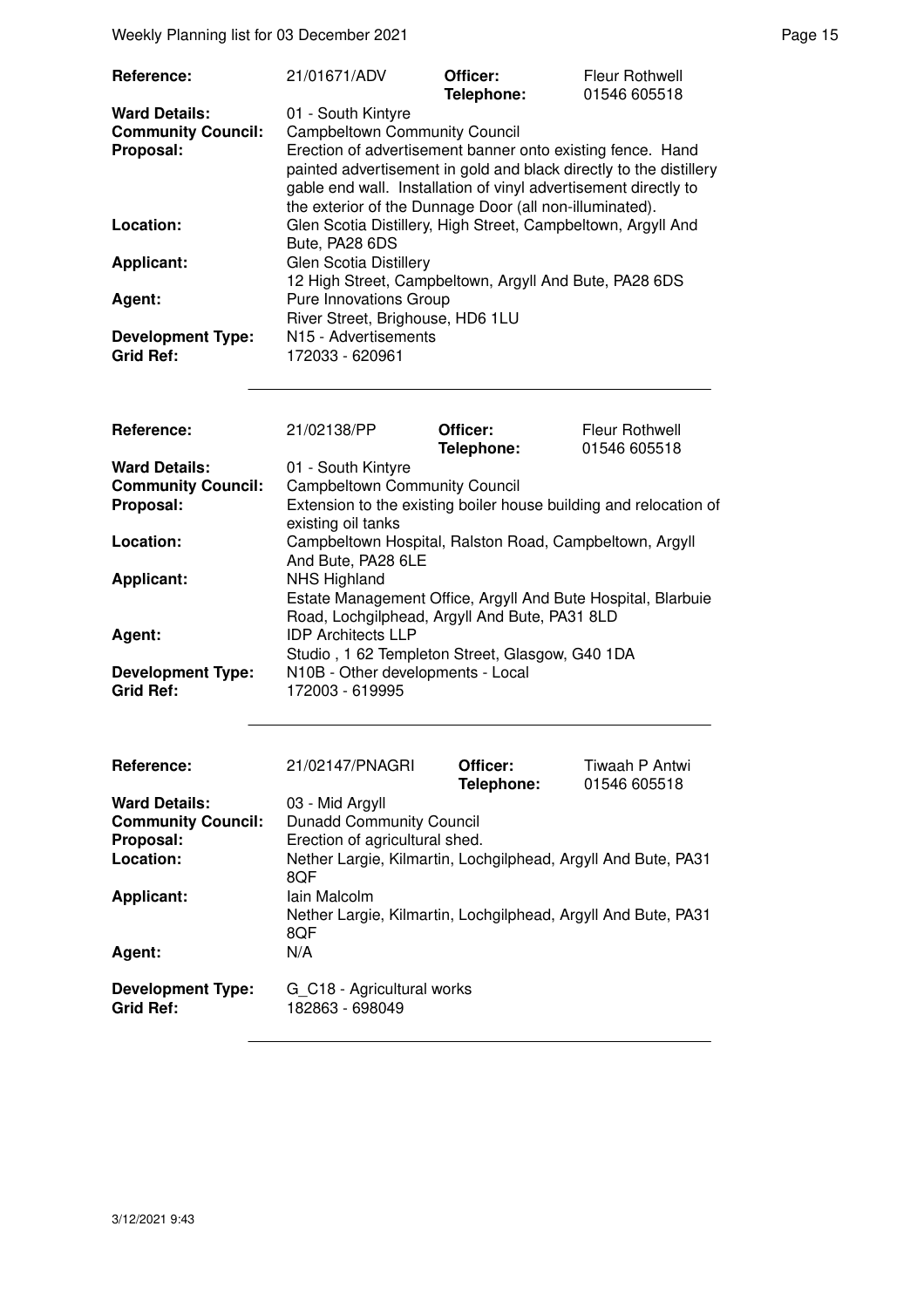| | | | |
|---|---|---|---|
| **Reference:** | 21/01671/ADV | **Officer:** **Telephone:** | Fleur Rothwell 01546 605518 |
| **Ward Details:** | 01 - South Kintyre | | |
| **Community Council:** | Campbeltown Community Council | | |
| **Proposal:** | Erection of advertisement banner onto existing fence. Hand painted advertisement in gold and black directly to the distillery gable end wall. Installation of vinyl advertisement directly to the exterior of the Dunnage Door (all non-illuminated). | | |
| **Location:** | Glen Scotia Distillery, High Street, Campbeltown, Argyll And Bute, PA28 6DS | | |
| **Applicant:** | Glen Scotia Distillery 12 High Street, Campbeltown, Argyll And Bute, PA28 6DS | | |
| **Agent:** | Pure Innovations Group River Street, Brighouse, HD6 1LU | | |
| **Development Type:** | N15 - Advertisements | | |
| **Grid Ref:** | 172033 - 620961 | | |

| | | | |
|---|---|---|---|
| **Reference:** | 21/02138/PP | **Officer:** **Telephone:** | Fleur Rothwell 01546 605518 |
| **Ward Details:** | 01 - South Kintyre | | |
| **Community Council:** | Campbeltown Community Council | | |
| **Proposal:** | Extension to the existing boiler house building and relocation of existing oil tanks | | |
| **Location:** | Campbeltown Hospital, Ralston Road, Campbeltown, Argyll And Bute, PA28 6LE | | |
| **Applicant:** | NHS Highland Estate Management Office, Argyll And Bute Hospital, Blarbuie Road, Lochgilphead, Argyll And Bute, PA31 8LD | | |
| **Agent:** | IDP Architects LLP Studio , 1 62 Templeton Street, Glasgow, G40 1DA | | |
| **Development Type:** | N10B - Other developments - Local | | |
| **Grid Ref:** | 172003 - 619995 | | |

| | | | |
|---|---|---|---|
| **Reference:** | 21/02147/PNAGRI | **Officer:** **Telephone:** | Tiwaah P Antwi 01546 605518 |
| **Ward Details:** | 03 - Mid Argyll | | |
| **Community Council:** | Dunadd Community Council | | |
| **Proposal:** | Erection of agricultural shed. | | |
| **Location:** | Nether Largie, Kilmartin, Lochgilphead, Argyll And Bute, PA31 8QF | | |
| **Applicant:** | Iain Malcolm Nether Largie, Kilmartin, Lochgilphead, Argyll And Bute, PA31 8QF | | |
| **Agent:** | N/A | | |
| **Development Type:** | G_C18 - Agricultural works | | |
| **Grid Ref:** | 182863 - 698049 | | |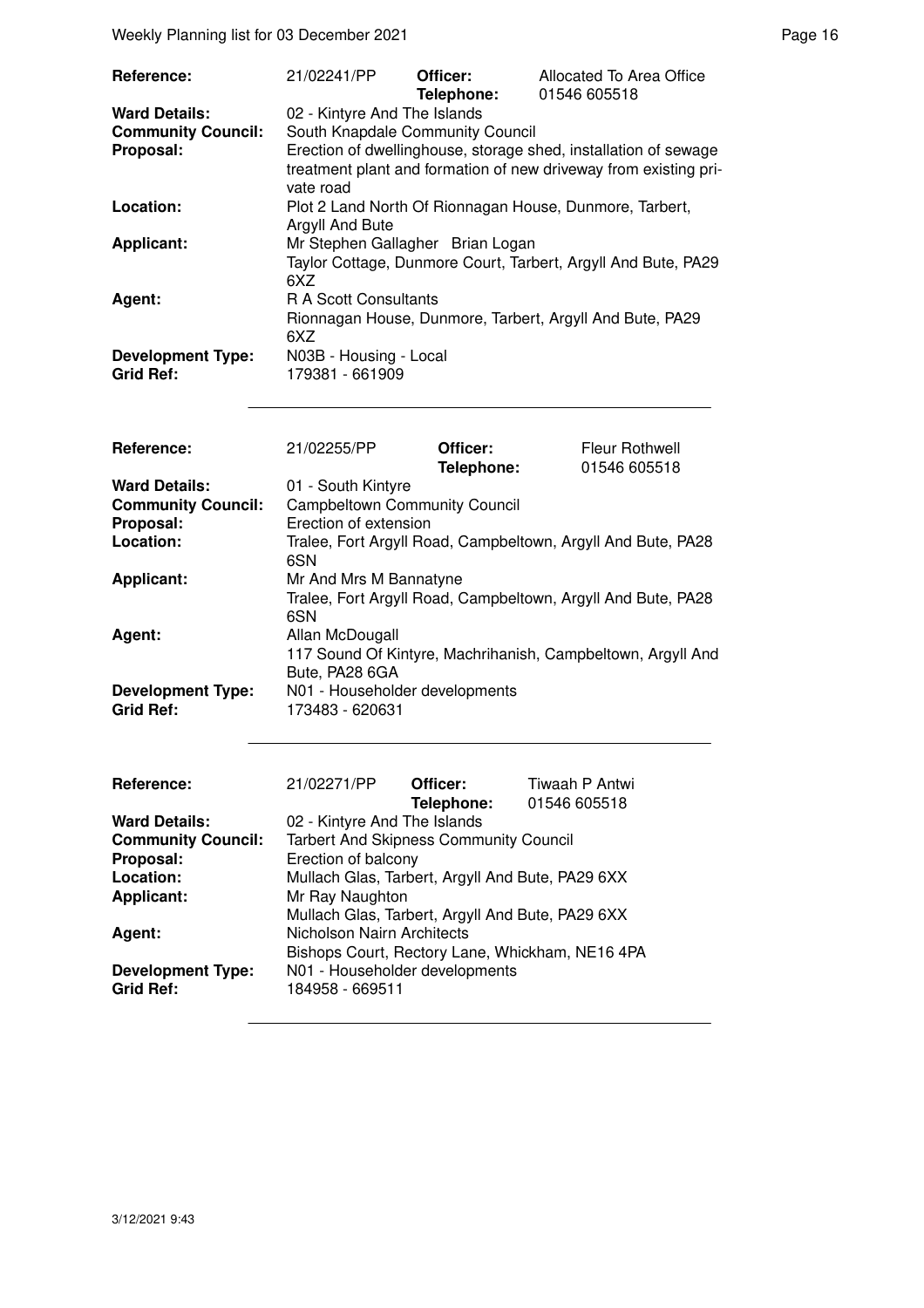| | | | |
|---|---|---|---|
| **Reference:** | 21/02241/PP | **Officer:** **Telephone:** | Allocated To Area Office 01546 605518 |
| **Ward Details:** | 02 - Kintyre And The Islands | | |
| **Community Council:** | South Knapdale Community Council | | |
| **Proposal:** | Erection of dwellinghouse, storage shed, installation of sewage treatment plant and formation of new driveway from existing private road | | |
| **Location:** | Plot 2 Land North Of Rionnagan House, Dunmore, Tarbert, Argyll And Bute | | |
| **Applicant:** | Mr Stephen Gallagher Brian Logan Taylor Cottage, Dunmore Court, Tarbert, Argyll And Bute, PA29 6XZ | | |
| **Agent:** | R A Scott Consultants Rionnagan House, Dunmore, Tarbert, Argyll And Bute, PA29 6XZ | | |
| **Development Type:** | N03B - Housing - Local | | |
| **Grid Ref:** | 179381 - 661909 | | |

| | | | |
|---|---|---|---|
| **Reference:** | 21/02255/PP | **Officer:** **Telephone:** | Fleur Rothwell 01546 605518 |
| **Ward Details:** | 01 - South Kintyre | | |
| **Community Council:** | Campbeltown Community Council | | |
| **Proposal:** | Erection of extension | | |
| **Location:** | Tralee, Fort Argyll Road, Campbeltown, Argyll And Bute, PA28 6SN | | |
| **Applicant:** | Mr And Mrs M Bannatyne Tralee, Fort Argyll Road, Campbeltown, Argyll And Bute, PA28 6SN | | |
| **Agent:** | Allan McDougall 117 Sound Of Kintyre, Machrihanish, Campbeltown, Argyll And Bute, PA28 6GA | | |
| **Development Type:** | N01 - Householder developments | | |
| **Grid Ref:** | 173483 - 620631 | | |

| | | | |
|---|---|---|---|
| **Reference:** | 21/02271/PP | **Officer:** **Telephone:** | Tiwaah P Antwi 01546 605518 |
| **Ward Details:** | 02 - Kintyre And The Islands | | |
| **Community Council:** | Tarbert And Skipness Community Council | | |
| **Proposal:** | Erection of balcony | | |
| **Location:** | Mullach Glas, Tarbert, Argyll And Bute, PA29 6XX | | |
| **Applicant:** | Mr Ray Naughton Mullach Glas, Tarbert, Argyll And Bute, PA29 6XX | | |
| **Agent:** | Nicholson Nairn Architects Bishops Court, Rectory Lane, Whickham, NE16 4PA | | |
| **Development Type:** | N01 - Householder developments | | |
| **Grid Ref:** | 184958 - 669511 | | |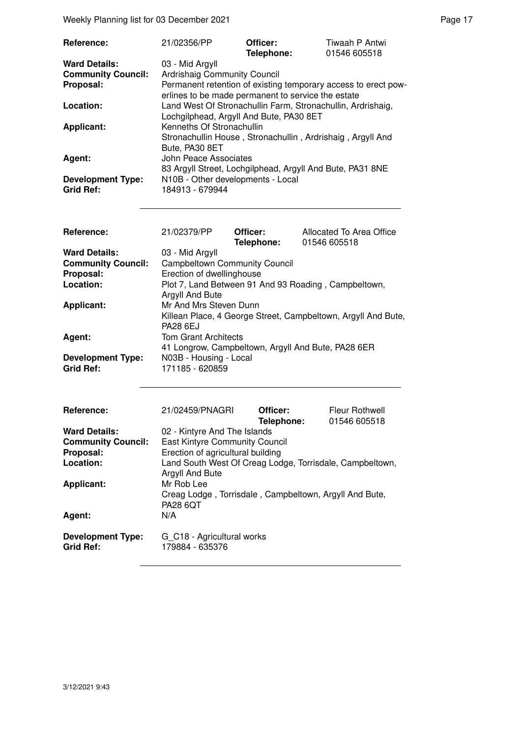| | | | |
|---|---|---|---|
| **Reference:** | 21/02356/PP | **Officer:** **Telephone:** | Tiwaah P Antwi 01546 605518 |
| **Ward Details:** | 03 - Mid Argyll | | |
| **Community Council:** | Ardrishaig Community Council | | |
| **Proposal:** | Permanent retention of existing temporary access to erect powerlines to be made permanent to service the estate | | |
| **Location:** | Land West Of Stronachullin Farm, Stronachullin, Ardrishaig, Lochgilphead, Argyll And Bute, PA30 8ET | | |
| **Applicant:** | Kenneths Of Stronachullin Stronachullin House , Stronachullin , Ardrishaig , Argyll And Bute, PA30 8ET | | |
| **Agent:** | John Peace Associates 83 Argyll Street, Lochgilphead, Argyll And Bute, PA31 8NE | | |
| **Development Type:** | N10B - Other developments - Local | | |
| **Grid Ref:** | 184913 - 679944 | | |

| | | | |
|---|---|---|---|
| **Reference:** | 21/02379/PP | **Officer:** **Telephone:** | Allocated To Area Office 01546 605518 |
| **Ward Details:** | 03 - Mid Argyll | | |
| **Community Council:** | Campbeltown Community Council | | |
| **Proposal:** | Erection of dwellinghouse | | |
| **Location:** | Plot 7, Land Between 91 And 93 Roading , Campbeltown, Argyll And Bute | | |
| **Applicant:** | Mr And Mrs Steven Dunn Killean Place, 4 George Street, Campbeltown, Argyll And Bute, PA28 6EJ | | |
| **Agent:** | Tom Grant Architects 41 Longrow, Campbeltown, Argyll And Bute, PA28 6ER | | |
| **Development Type:** | N03B - Housing - Local | | |
| **Grid Ref:** | 171185 - 620859 | | |

| | | | |
|---|---|---|---|
| **Reference:** | 21/02459/PNAGRI | **Officer:** **Telephone:** | Fleur Rothwell 01546 605518 |
| **Ward Details:** | 02 - Kintyre And The Islands | | |
| **Community Council:** | East Kintyre Community Council | | |
| **Proposal:** | Erection of agricultural building | | |
| **Location:** | Land South West Of Creag Lodge, Torrisdale, Campbeltown, Argyll And Bute | | |
| **Applicant:** | Mr Rob Lee Creag Lodge , Torrisdale , Campbeltown, Argyll And Bute, PA28 6QT | | |
| **Agent:** | N/A | | |
| **Development Type:** | G_C18 - Agricultural works | | |
| **Grid Ref:** | 179884 - 635376 | | |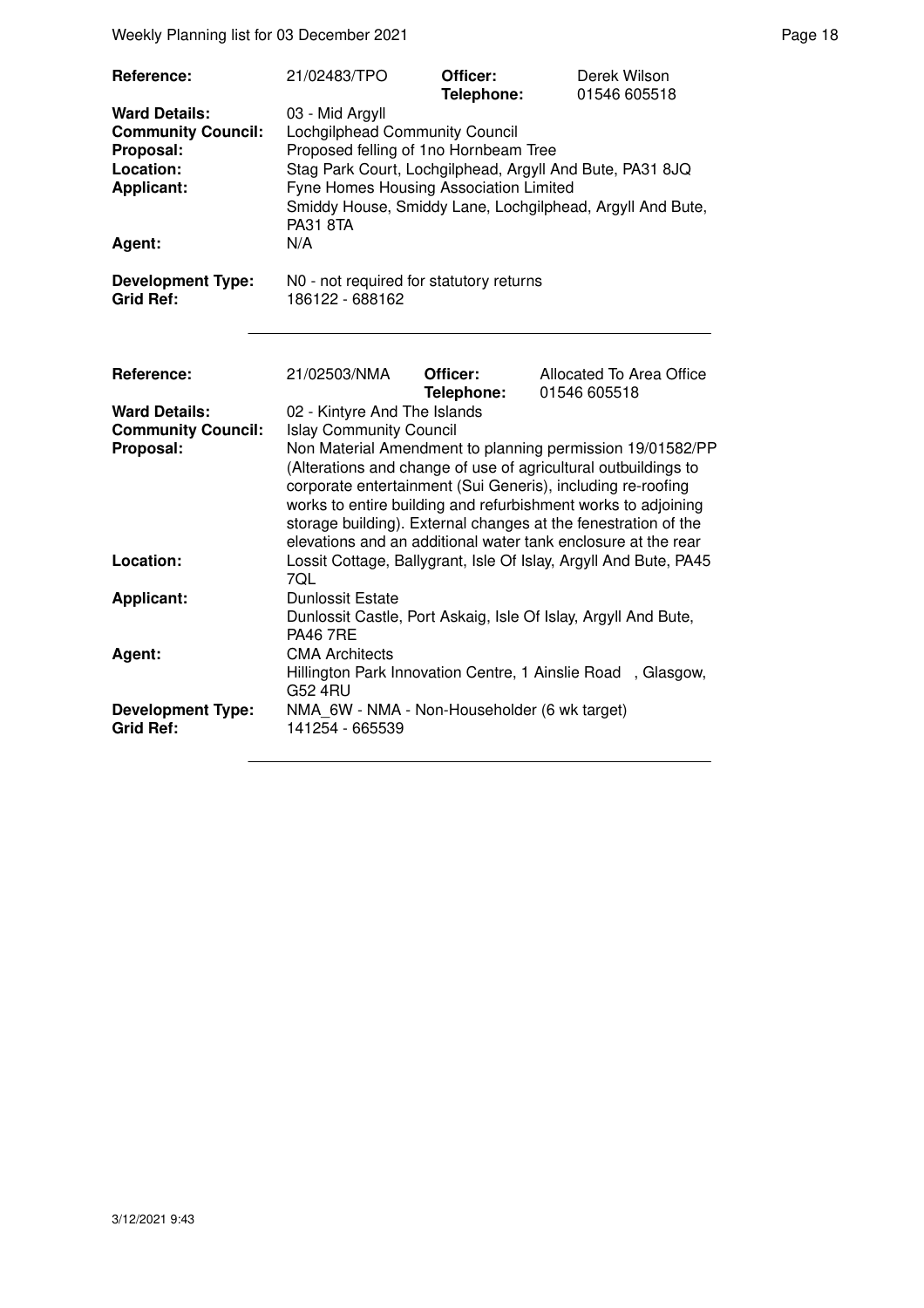| | | | |
|---|---|---|---|
| **Reference:** | 21/02483/TPO | **Officer:** **Telephone:** | Derek Wilson 01546 605518 |
| **Ward Details:** | 03 - Mid Argyll | | |
| **Community Council:** | Lochgilphead Community Council | | |
| **Proposal:** | Proposed felling of 1no Hornbeam Tree | | |
| **Location:** | Stag Park Court, Lochgilphead, Argyll And Bute, PA31 8JQ | | |
| **Applicant:** | Fyne Homes Housing Association Limited Smiddy House, Smiddy Lane, Lochgilphead, Argyll And Bute, PA31 8TA | | |
| **Agent:** | N/A | | |
| **Development Type:** | N0 - not required for statutory returns | | |
| **Grid Ref:** | 186122 - 688162 | | |

| | | | |
|---|---|---|---|
| **Reference:** | 21/02503/NMA | **Officer:** **Telephone:** | Allocated To Area Office 01546 605518 |
| **Ward Details:** | 02 - Kintyre And The Islands | | |
| **Community Council:** | Islay Community Council | | |
| **Proposal:** | Non Material Amendment to planning permission 19/01582/PP (Alterations and change of use of agricultural outbuildings to corporate entertainment (Sui Generis), including re-roofing works to entire building and refurbishment works to adjoining storage building). External changes at the fenestration of the elevations and an additional water tank enclosure at the rear | | |
| **Location:** | Lossit Cottage, Ballygrant, Isle Of Islay, Argyll And Bute, PA45 7QL | | |
| **Applicant:** | Dunlossit Estate Dunlossit Castle, Port Askaig, Isle Of Islay, Argyll And Bute, PA46 7RE | | |
| **Agent:** | CMA Architects Hillington Park Innovation Centre, 1 Ainslie Road , Glasgow, G52 4RU | | |
| **Development Type:** | NMA_6W - NMA - Non-Householder (6 wk target) | | |
| **Grid Ref:** | 141254 - 665539 | | |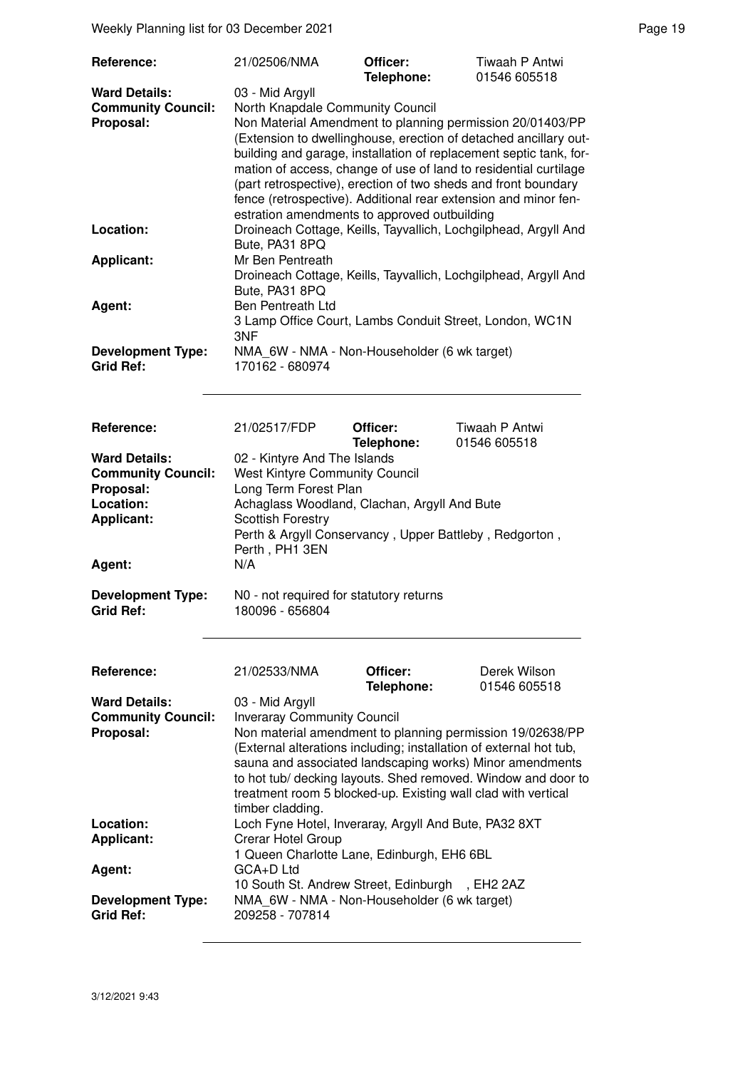| | | | |
|---|---|---|---|
| **Reference:** | 21/02506/NMA | **Officer:** **Telephone:** | Tiwaah P Antwi 01546 605518 |
| **Ward Details:** | 03 - Mid Argyll | | |
| **Community Council:** | North Knapdale Community Council | | |
| **Proposal:** | Non Material Amendment to planning permission 20/01403/PP (Extension to dwellinghouse, erection of detached ancillary outbuilding and garage, installation of replacement septic tank, formation of access, change of use of land to residential curtilage (part retrospective), erection of two sheds and front boundary fence (retrospective). Additional rear extension and minor fenestration amendments to approved outbuilding | | |
| **Location:** | Droineach Cottage, Keills, Tayvallich, Lochgilphead, Argyll And Bute, PA31 8PQ | | |
| **Applicant:** | Mr Ben Pentreath Droineach Cottage, Keills, Tayvallich, Lochgilphead, Argyll And Bute, PA31 8PQ | | |
| **Agent:** | Ben Pentreath Ltd 3 Lamp Office Court, Lambs Conduit Street, London, WC1N 3NF | | |
| **Development Type:** | NMA_6W - NMA - Non-Householder (6 wk target) | | |
| **Grid Ref:** | 170162 - 680974 | | |

| | | | |
|---|---|---|---|
| **Reference:** | 21/02517/FDP | **Officer:** **Telephone:** | Tiwaah P Antwi 01546 605518 |
| **Ward Details:** | 02 - Kintyre And The Islands | | |
| **Community Council:** | West Kintyre Community Council | | |
| **Proposal:** | Long Term Forest Plan | | |
| **Location:** | Achaglass Woodland, Clachan, Argyll And Bute | | |
| **Applicant:** | Scottish Forestry Perth & Argyll Conservancy , Upper Battleby , Redgorton , Perth , PH1 3EN | | |
| **Agent:** | N/A | | |
| **Development Type:** | N0 - not required for statutory returns | | |
| **Grid Ref:** | 180096 - 656804 | | |

| | | | |
|---|---|---|---|
| **Reference:** | 21/02533/NMA | **Officer:** **Telephone:** | Derek Wilson 01546 605518 |
| **Ward Details:** | 03 - Mid Argyll | | |
| **Community Council:** | Inveraray Community Council | | |
| **Proposal:** | Non material amendment to planning permission 19/02638/PP (External alterations including; installation of external hot tub, sauna and associated landscaping works) Minor amendments to hot tub/ decking layouts. Shed removed. Window and door to treatment room 5 blocked-up. Existing wall clad with vertical timber cladding. | | |
| **Location:** | Loch Fyne Hotel, Inveraray, Argyll And Bute, PA32 8XT | | |
| **Applicant:** | Crerar Hotel Group 1 Queen Charlotte Lane, Edinburgh, EH6 6BL | | |
| **Agent:** | GCA+D Ltd 10 South St. Andrew Street, Edinburgh , EH2 2AZ | | |
| **Development Type:** | NMA_6W - NMA - Non-Householder (6 wk target) | | |
| **Grid Ref:** | 209258 - 707814 | | |

3/12/2021 9:43